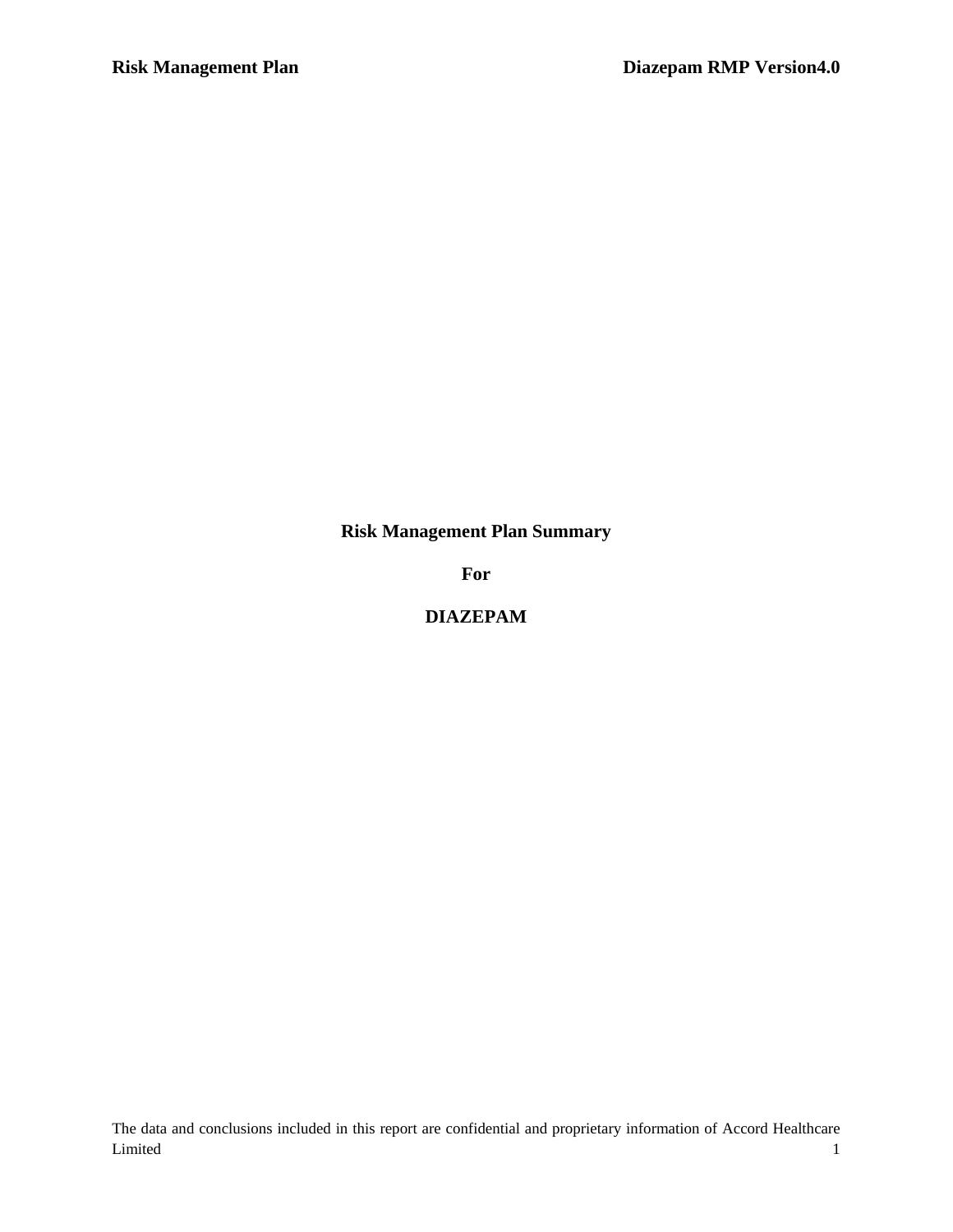# Risk Management Plan Summary

# For

# DIAZEPAM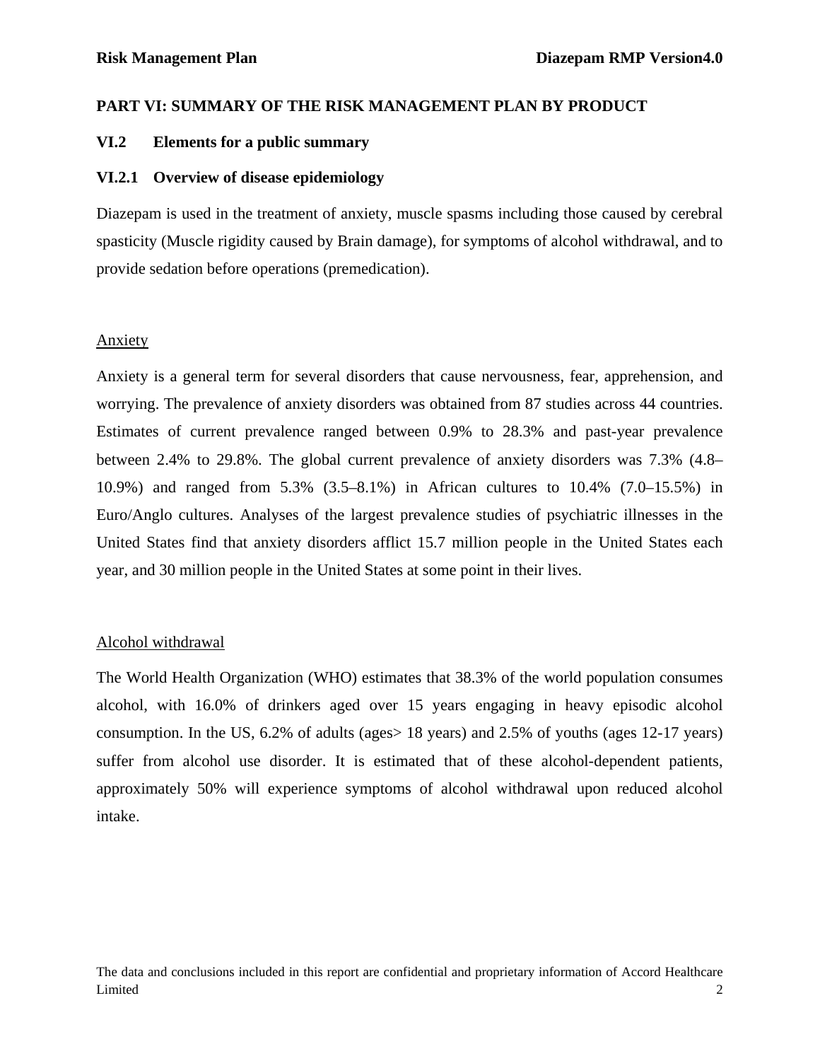## PART VI: SUMMARY OF THE RISK MANAGEMENT PLAN BY PRODUCT

### VI.2 Elements for a public summary

### VI.2.1 Overview of disease epidemiology

Diazepam is used in the treatment of anxiety, muscle spasms including those caused by cerebral spasticity (Muscle rigidity caused by Brain damage), for symptoms of alcohol withdrawal, and to provide sedation before operations (premedication).

Anxiety

Anxiety is a general term for several disorders that cause nervousness, fear, apprehension, and worrying. The prevalence of anxiety disorders was obtained from 87 studies across 44 countries. Estimates of current prevalence ranged between 0.9% to 28.3% and past-year prevalence between 2.4% to 29.8%. The global current prevalence of anxiety disorders was 7.3% (4.8–10.9%) and ranged from 5.3% (3.5–8.1%) in African cultures to 10.4% (7.0–15.5%) in Euro/Anglo cultures. Analyses of the largest prevalence studies of psychiatric illnesses in the United States find that anxiety disorders afflict 15.7 million people in the United States each year, and 30 million people in the United States at some point in their lives.

Alcohol withdrawal

The World Health Organization (WHO) estimates that 38.3% of the world population consumes alcohol, with 16.0% of drinkers aged over 15 years engaging in heavy episodic alcohol consumption. In the US, 6.2% of adults (ages> 18 years) and 2.5% of youths (ages 12-17 years) suffer from alcohol use disorder. It is estimated that of these alcohol-dependent patients, approximately 50% will experience symptoms of alcohol withdrawal upon reduced alcohol intake.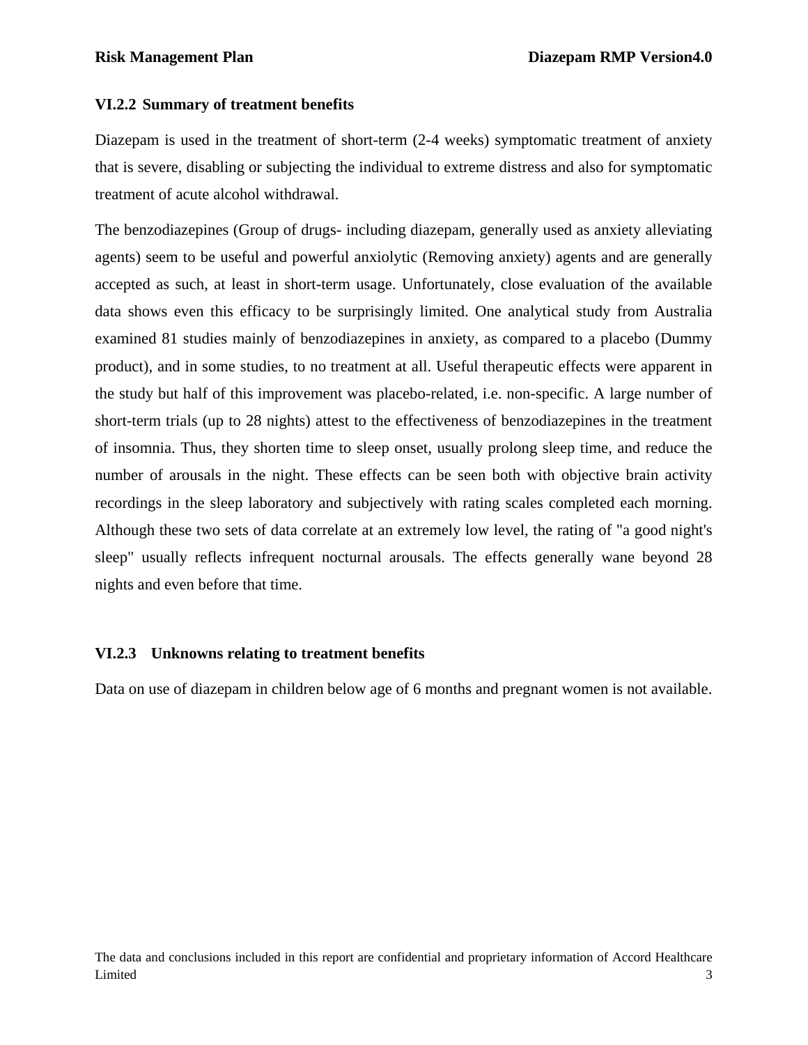### VI.2.2 Summary of treatment benefits

Diazepam is used in the treatment of short-term (2-4 weeks) symptomatic treatment of anxiety that is severe, disabling or subjecting the individual to extreme distress and also for symptomatic treatment of acute alcohol withdrawal.

The benzodiazepines (Group of drugs- including diazepam, generally used as anxiety alleviating agents) seem to be useful and powerful anxiolytic (Removing anxiety) agents and are generally accepted as such, at least in short-term usage. Unfortunately, close evaluation of the available data shows even this efficacy to be surprisingly limited. One analytical study from Australia examined 81 studies mainly of benzodiazepines in anxiety, as compared to a placebo (Dummy product), and in some studies, to no treatment at all. Useful therapeutic effects were apparent in the study but half of this improvement was placebo-related, i.e. non-specific. A large number of short-term trials (up to 28 nights) attest to the effectiveness of benzodiazepines in the treatment of insomnia. Thus, they shorten time to sleep onset, usually prolong sleep time, and reduce the number of arousals in the night. These effects can be seen both with objective brain activity recordings in the sleep laboratory and subjectively with rating scales completed each morning. Although these two sets of data correlate at an extremely low level, the rating of "a good night's sleep" usually reflects infrequent nocturnal arousals. The effects generally wane beyond 28 nights and even before that time.

### VI.2.3 Unknowns relating to treatment benefits

Data on use of diazepam in children below age of 6 months and pregnant women is not available.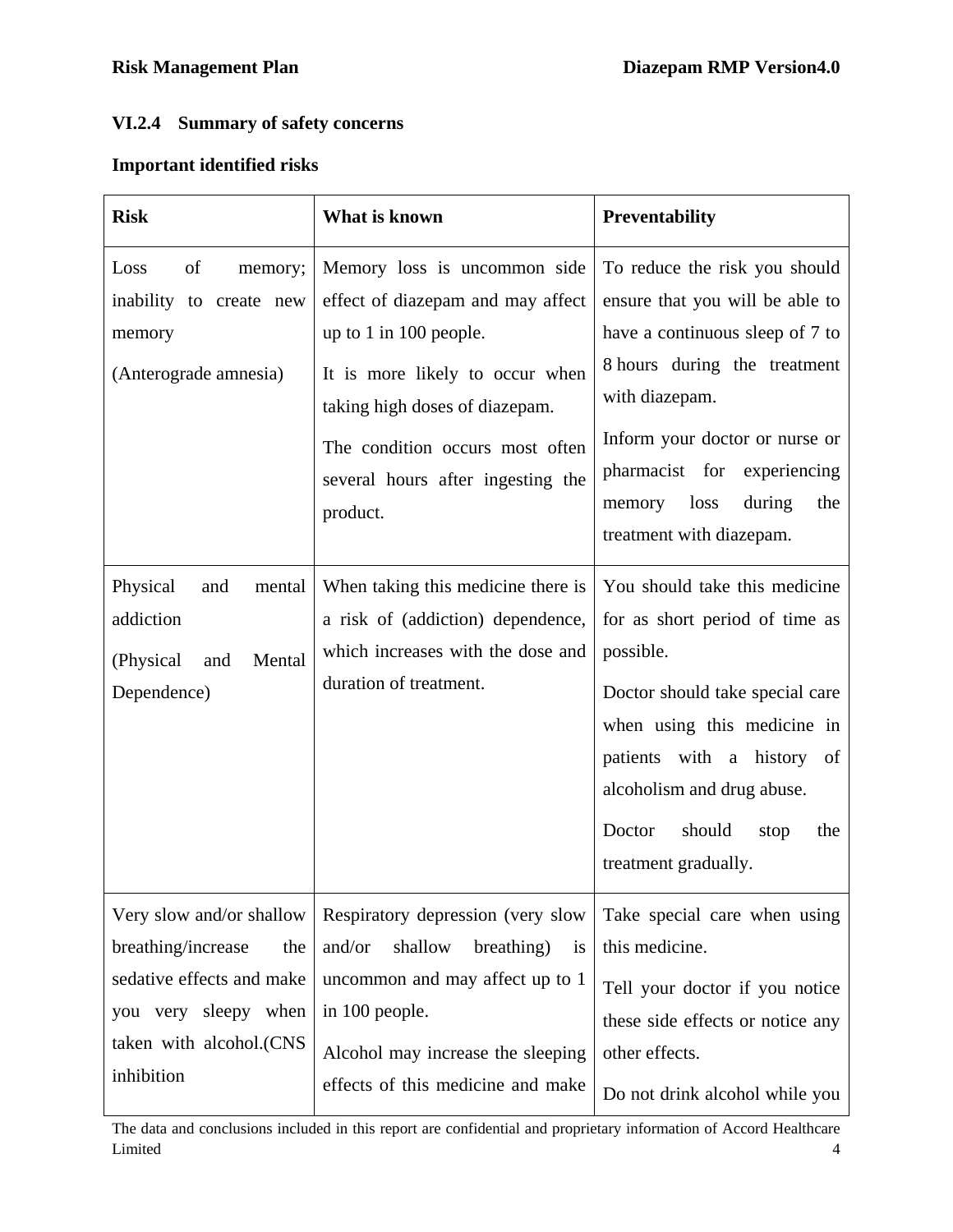### VI.2.4 Summary of safety concerns

**Important identified risks**

| Risk | What is known | Preventability |
|---|---|---|
| Loss of memory; inability to create new memory<br><br>(Anterograde amnesia) | Memory loss is uncommon side effect of diazepam and may affect up to 1 in 100 people.<br><br>It is more likely to occur when taking high doses of diazepam.<br><br>The condition occurs most often several hours after ingesting the product. | To reduce the risk you should ensure that you will be able to have a continuous sleep of 7 to 8 hours during the treatment with diazepam.<br><br>Inform your doctor or nurse or pharmacist for experiencing memory loss during the treatment with diazepam. |
| Physical and mental addiction<br><br>(Physical and Mental Dependence) | When taking this medicine there is a risk of (addiction) dependence, which increases with the dose and duration of treatment. | You should take this medicine for as short period of time as possible.<br><br>Doctor should take special care when using this medicine in patients with a history of alcoholism and drug abuse.<br><br>Doctor should stop the treatment gradually. |
| Very slow and/or shallow breathing/increase the sedative effects and make you very sleepy when taken with alcohol.(CNS inhibition | Respiratory depression (very slow and/or shallow breathing) is uncommon and may affect up to 1 in 100 people.<br><br>Alcohol may increase the sleeping effects of this medicine and make | Take special care when using this medicine.<br><br>Tell your doctor if you notice these side effects or notice any other effects.<br><br>Do not drink alcohol while you |

The data and conclusions included in this report are confidential and proprietary information of Accord Healthcare Limited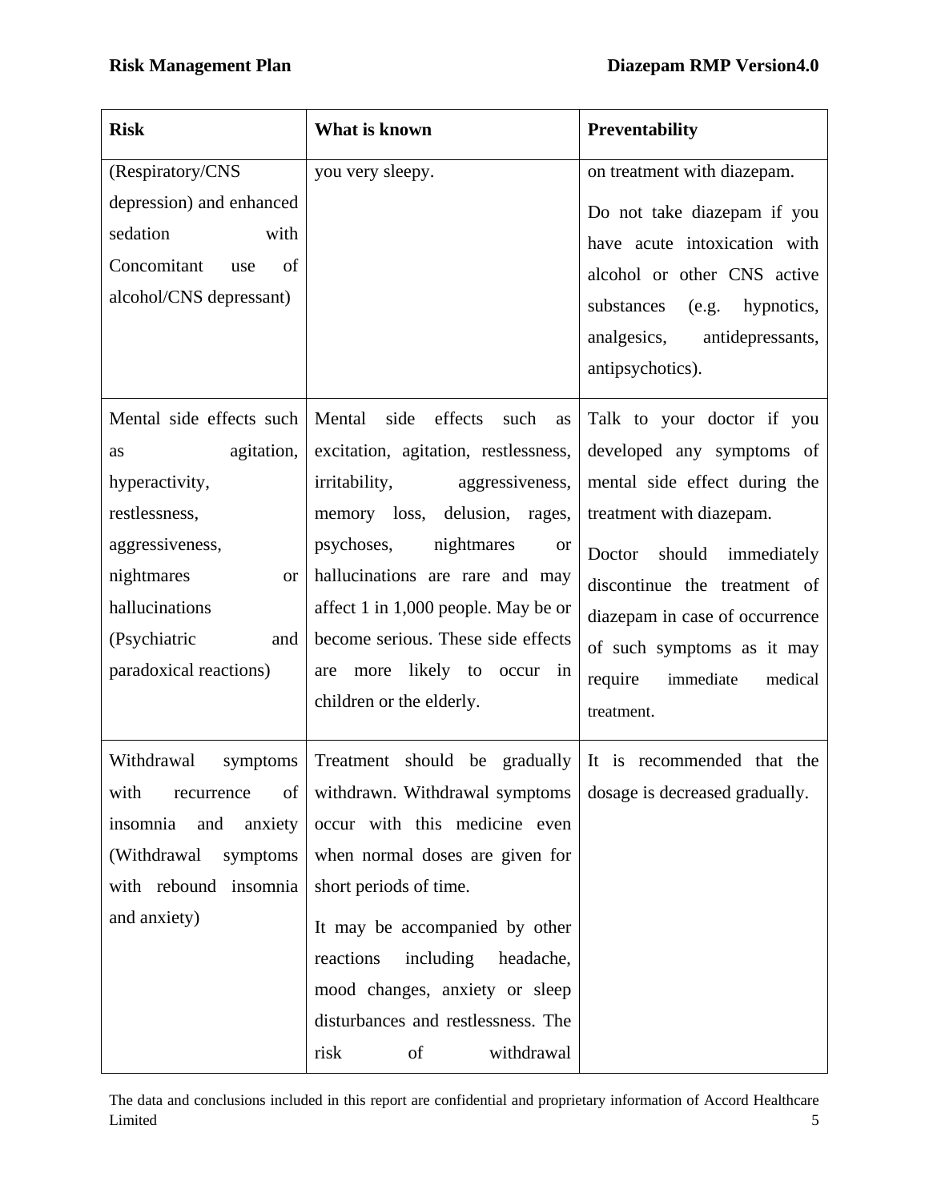| Risk | What is known | Preventability |
|---|---|---|
| (Respiratory/CNS depression) and enhanced sedation with Concomitant use of alcohol/CNS depressant) | you very sleepy. | on treatment with diazepam. Do not take diazepam if you have acute intoxication with alcohol or other CNS active substances (e.g. hypnotics, analgesics, antidepressants, antipsychotics). |
| Mental side effects such as agitation, hyperactivity, restlessness, aggressiveness, nightmares or hallucinations (Psychiatric and paradoxical reactions) | Mental side effects such as excitation, agitation, restlessness, irritability, aggressiveness, memory loss, delusion, rages, psychoses, nightmares or hallucinations are rare and may affect 1 in 1,000 people. May be or become serious. These side effects are more likely to occur in children or the elderly. | Talk to your doctor if you developed any symptoms of mental side effect during the treatment with diazepam. Doctor should immediately discontinue the treatment of diazepam in case of occurrence of such symptoms as it may require immediate medical treatment. |
| Withdrawal symptoms with recurrence of insomnia and anxiety (Withdrawal symptoms with rebound insomnia and anxiety) | Treatment should be gradually withdrawn. Withdrawal symptoms occur with this medicine even when normal doses are given for short periods of time. It may be accompanied by other reactions including headache, mood changes, anxiety or sleep disturbances and restlessness. The risk of withdrawal | It is recommended that the dosage is decreased gradually. |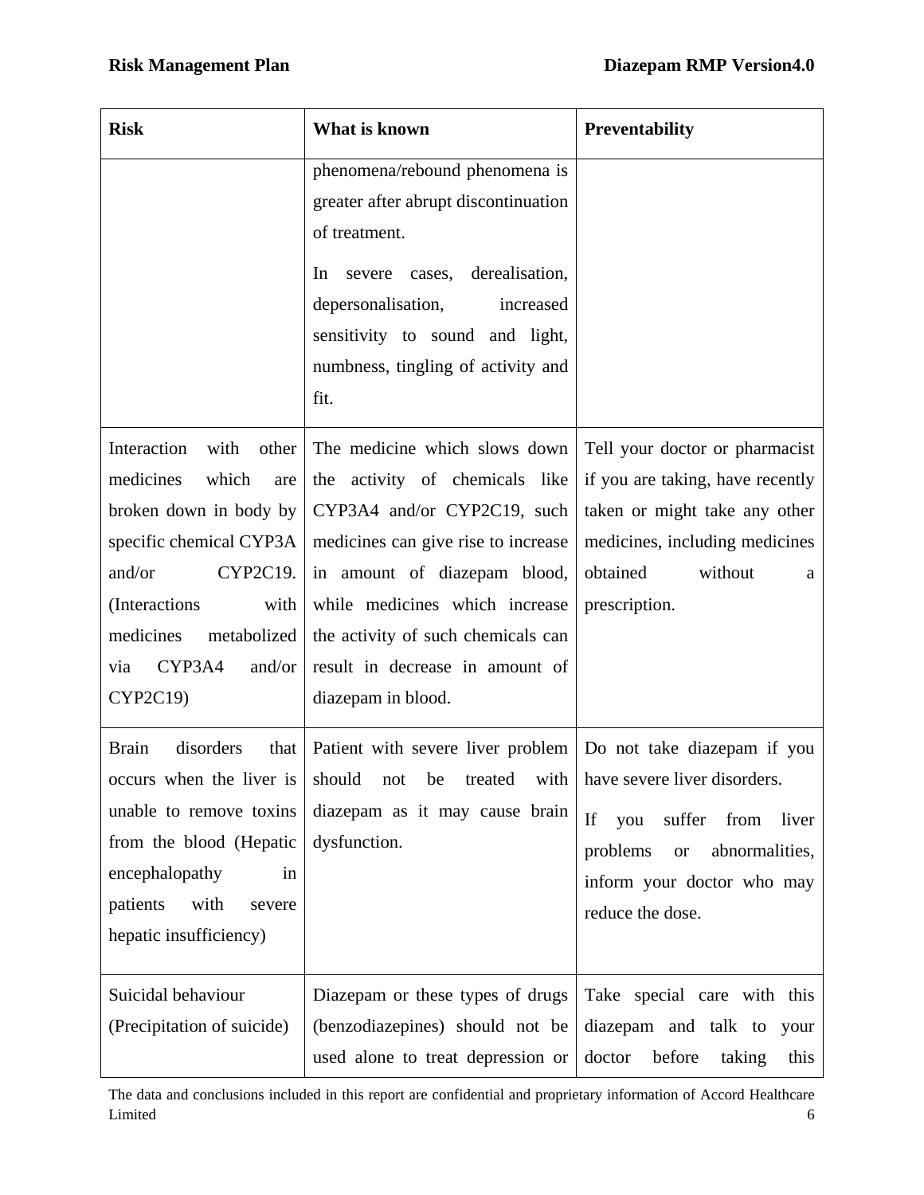| Risk | What is known | Preventability |
|---|---|---|
| | phenomena/rebound phenomena is greater after abrupt discontinuation of treatment.<br><br>In severe cases, derealisation, depersonalisation, increased sensitivity to sound and light, numbness, tingling of activity and fit. | |
| Interaction with other medicines which are broken down in body by specific chemical CYP3A and/or CYP2C19. (Interactions with medicines metabolized via CYP3A4 and/or CYP2C19) | The medicine which slows down the activity of chemicals like CYP3A4 and/or CYP2C19, such medicines can give rise to increase in amount of diazepam blood, while medicines which increase the activity of such chemicals can result in decrease in amount of diazepam in blood. | Tell your doctor or pharmacist if you are taking, have recently taken or might take any other medicines, including medicines obtained without a prescription. |
| Brain disorders that occurs when the liver is unable to remove toxins from the blood (Hepatic encephalopathy in patients with severe hepatic insufficiency) | Patient with severe liver problem should not be treated with diazepam as it may cause brain dysfunction. | Do not take diazepam if you have severe liver disorders.<br><br>If you suffer from liver problems or abnormalities, inform your doctor who may reduce the dose. |
| Suicidal behaviour (Precipitation of suicide) | Diazepam or these types of drugs (benzodiazepines) should not be used alone to treat depression or | Take special care with this diazepam and talk to your doctor before taking this |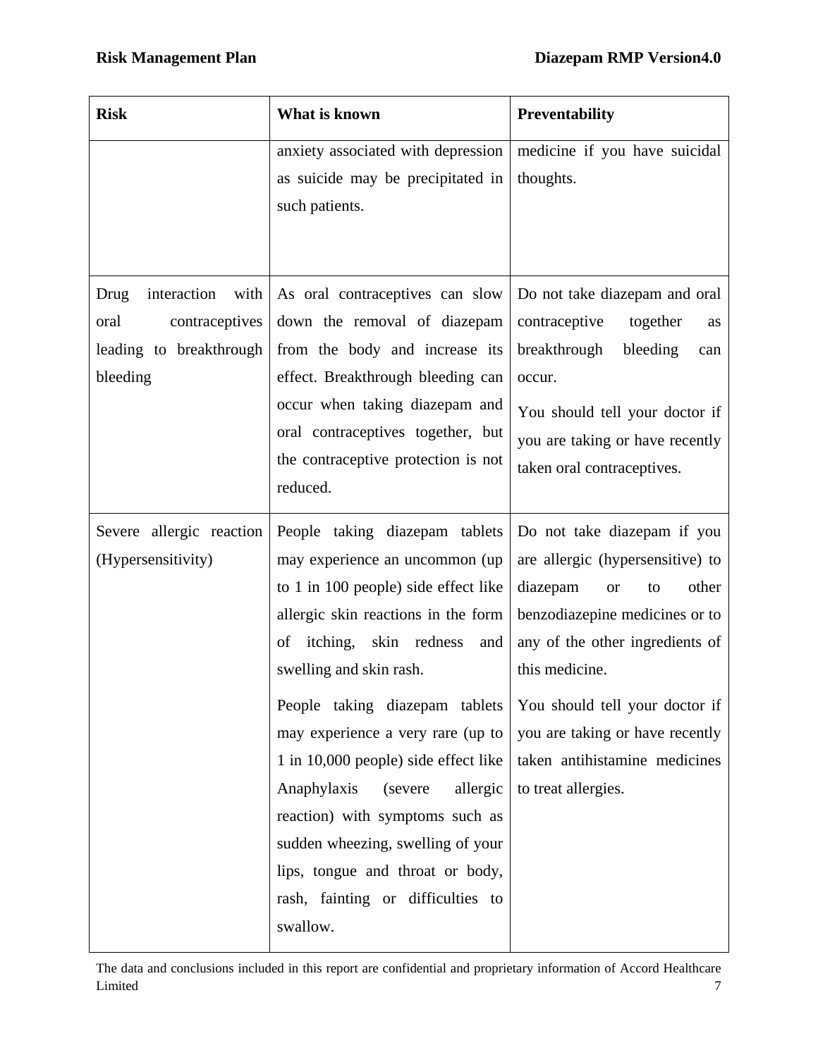| Risk | What is known | Preventability |
|---|---|---|
| | anxiety associated with depression as suicide may be precipitated in such patients. | medicine if you have suicidal thoughts. |
| Drug interaction with oral contraceptives leading to breakthrough bleeding | As oral contraceptives can slow down the removal of diazepam from the body and increase its effect. Breakthrough bleeding can occur when taking diazepam and oral contraceptives together, but the contraceptive protection is not reduced. | Do not take diazepam and oral contraceptive together as breakthrough bleeding can occur.<br><br>You should tell your doctor if you are taking or have recently taken oral contraceptives. |
| Severe allergic reaction (Hypersensitivity) | People taking diazepam tablets may experience an uncommon (up to 1 in 100 people) side effect like allergic skin reactions in the form of itching, skin redness and swelling and skin rash.<br><br>People taking diazepam tablets may experience a very rare (up to 1 in 10,000 people) side effect like Anaphylaxis (severe allergic reaction) with symptoms such as sudden wheezing, swelling of your lips, tongue and throat or body, rash, fainting or difficulties to swallow. | Do not take diazepam if you are allergic (hypersensitive) to diazepam or to other benzodiazepine medicines or to any of the other ingredients of this medicine.<br><br>You should tell your doctor if you are taking or have recently taken antihistamine medicines to treat allergies. |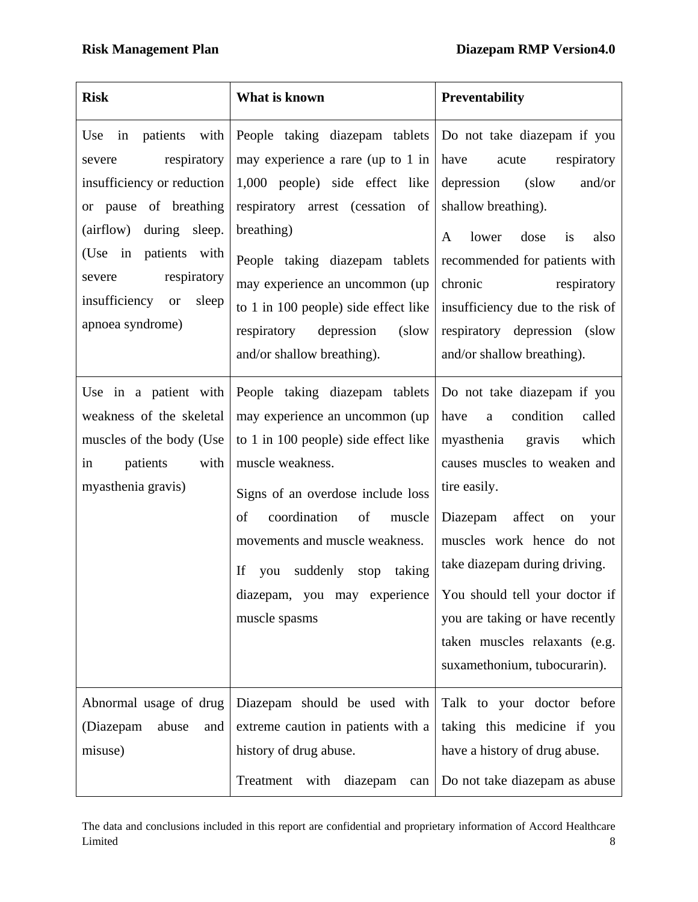| Risk | What is known | Preventability |
|---|---|---|
| Use in patients with severe respiratory insufficiency or reduction or pause of breathing (airflow) during sleep. (Use in patients with severe respiratory insufficiency or sleep apnoea syndrome) | People taking diazepam tablets may experience a rare (up to 1 in 1,000 people) side effect like respiratory arrest (cessation of breathing)<br><br>People taking diazepam tablets may experience an uncommon (up to 1 in 100 people) side effect like respiratory depression (slow and/or shallow breathing). | Do not take diazepam if you have acute respiratory depression (slow and/or shallow breathing).<br><br>A lower dose is also recommended for patients with chronic respiratory insufficiency due to the risk of respiratory depression (slow and/or shallow breathing). |
| Use in a patient with weakness of the skeletal muscles of the body (Use in patients with myasthenia gravis) | People taking diazepam tablets may experience an uncommon (up to 1 in 100 people) side effect like muscle weakness.<br><br>Signs of an overdose include loss of coordination of muscle movements and muscle weakness.<br><br>If you suddenly stop taking diazepam, you may experience muscle spasms | Do not take diazepam if you have a condition called myasthenia gravis which causes muscles to weaken and tire easily.<br><br>Diazepam affect on your muscles work hence do not take diazepam during driving.<br><br>You should tell your doctor if you are taking or have recently taken muscles relaxants (e.g. suxamethonium, tubocurarin). |
| Abnormal usage of drug (Diazepam abuse and misuse) | Diazepam should be used with extreme caution in patients with a history of drug abuse.<br><br>Treatment with diazepam can | Talk to your doctor before taking this medicine if you have a history of drug abuse.<br><br>Do not take diazepam as abuse |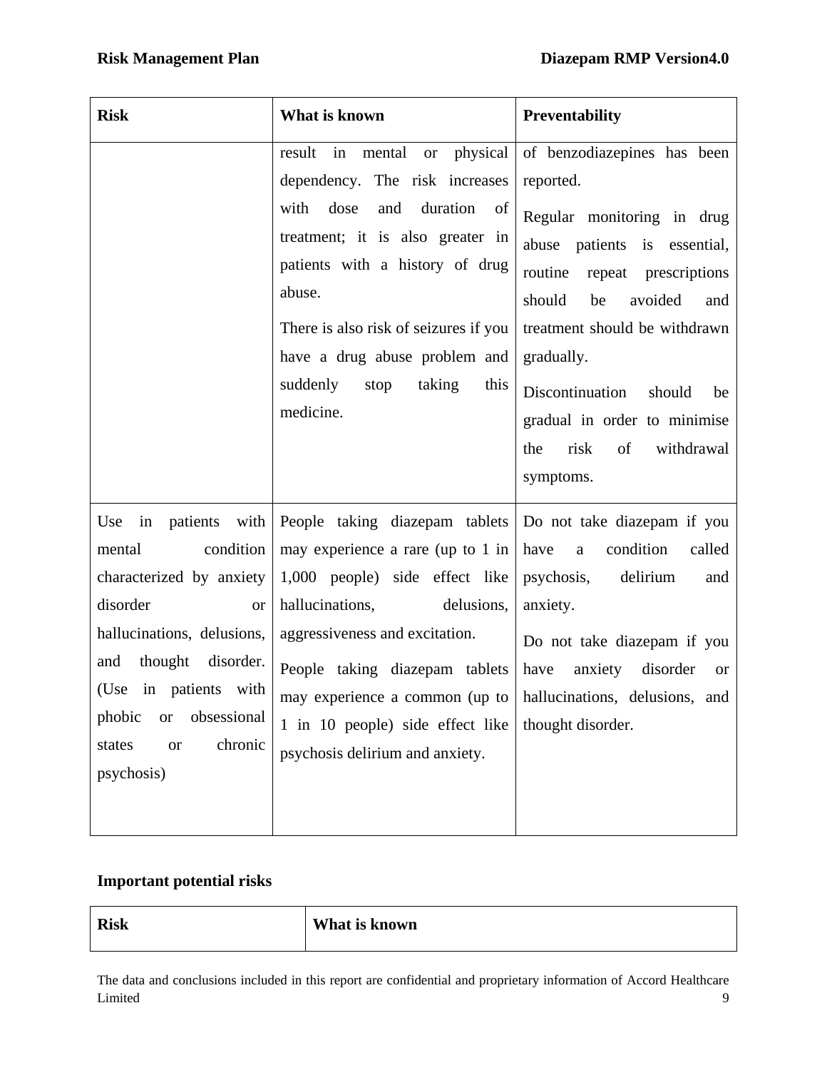| Risk | What is known | Preventability |
|---|---|---|
| | result in mental or physical dependency. The risk increases with dose and duration of treatment; it is also greater in patients with a history of drug abuse.<br><br>There is also risk of seizures if you have a drug abuse problem and suddenly stop taking this medicine. | of benzodiazepines has been reported.<br><br>Regular monitoring in drug abuse patients is essential, routine repeat prescriptions should be avoided and treatment should be withdrawn gradually.<br><br>Discontinuation should be gradual in order to minimise the risk of withdrawal symptoms. |
| Use in patients with mental condition characterized by anxiety disorder or hallucinations, delusions, and thought disorder. (Use in patients with phobic or obsessional states or chronic psychosis) | People taking diazepam tablets may experience a rare (up to 1 in 1,000 people) side effect like hallucinations, delusions, aggressiveness and excitation.<br><br>People taking diazepam tablets may experience a common (up to 1 in 10 people) side effect like psychosis delirium and anxiety. | Do not take diazepam if you have a condition called psychosis, delirium and anxiety.<br><br>Do not take diazepam if you have anxiety disorder or hallucinations, delusions, and thought disorder. |

**Important potential risks**

| Risk | What is known |
|---|---|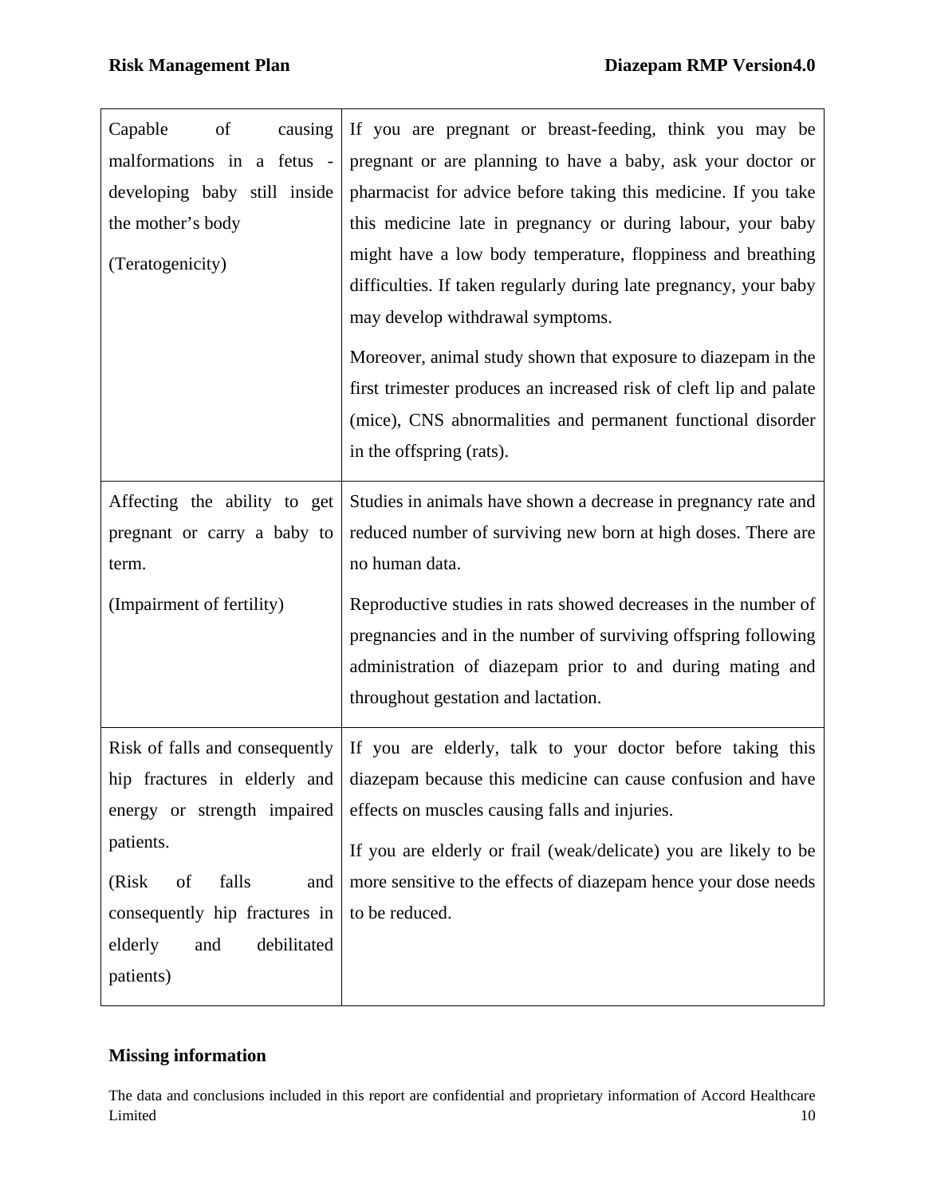| | |
|---|---|
| Capable of causing malformations in a fetus - developing baby still inside the mother's body<br><br>(Teratogenicity) | If you are pregnant or breast-feeding, think you may be pregnant or are planning to have a baby, ask your doctor or pharmacist for advice before taking this medicine. If you take this medicine late in pregnancy or during labour, your baby might have a low body temperature, floppiness and breathing difficulties. If taken regularly during late pregnancy, your baby may develop withdrawal symptoms.<br><br>Moreover, animal study shown that exposure to diazepam in the first trimester produces an increased risk of cleft lip and palate (mice), CNS abnormalities and permanent functional disorder in the offspring (rats). |
| Affecting the ability to get pregnant or carry a baby to term.<br><br>(Impairment of fertility) | Studies in animals have shown a decrease in pregnancy rate and reduced number of surviving new born at high doses. There are no human data.<br><br>Reproductive studies in rats showed decreases in the number of pregnancies and in the number of surviving offspring following administration of diazepam prior to and during mating and throughout gestation and lactation. |
| Risk of falls and consequently hip fractures in elderly and energy or strength impaired patients.<br><br>(Risk of falls and consequently hip fractures in elderly and debilitated patients) | If you are elderly, talk to your doctor before taking this diazepam because this medicine can cause confusion and have effects on muscles causing falls and injuries.<br><br>If you are elderly or frail (weak/delicate) you are likely to be more sensitive to the effects of diazepam hence your dose needs to be reduced. |

**Missing information**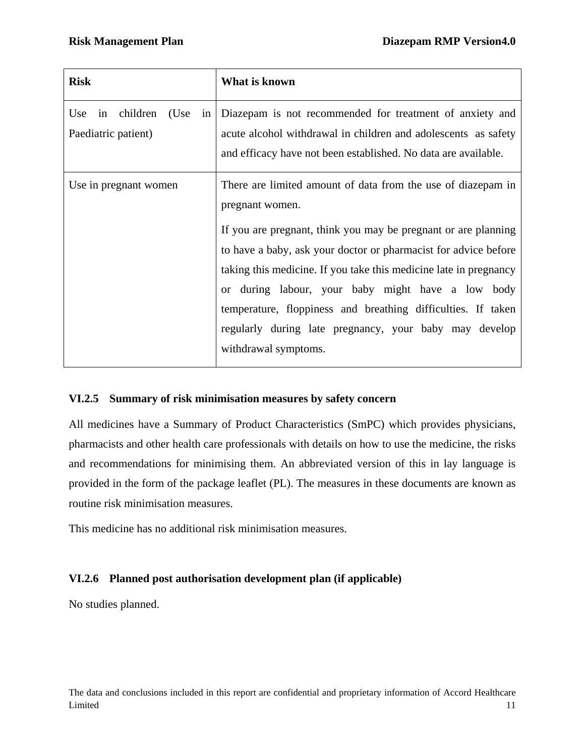| Risk | What is known |
| --- | --- |
| Use in children (Use in Paediatric patient) | Diazepam is not recommended for treatment of anxiety and acute alcohol withdrawal in children and adolescents as safety and efficacy have not been established. No data are available. |
| Use in pregnant women | There are limited amount of data from the use of diazepam in pregnant women.<br><br>If you are pregnant, think you may be pregnant or are planning to have a baby, ask your doctor or pharmacist for advice before taking this medicine. If you take this medicine late in pregnancy or during labour, your baby might have a low body temperature, floppiness and breathing difficulties. If taken regularly during late pregnancy, your baby may develop withdrawal symptoms. |

### VI.2.5 Summary of risk minimisation measures by safety concern

All medicines have a Summary of Product Characteristics (SmPC) which provides physicians, pharmacists and other health care professionals with details on how to use the medicine, the risks and recommendations for minimising them. An abbreviated version of this in lay language is provided in the form of the package leaflet (PL). The measures in these documents are known as routine risk minimisation measures.

This medicine has no additional risk minimisation measures.

### VI.2.6 Planned post authorisation development plan (if applicable)

No studies planned.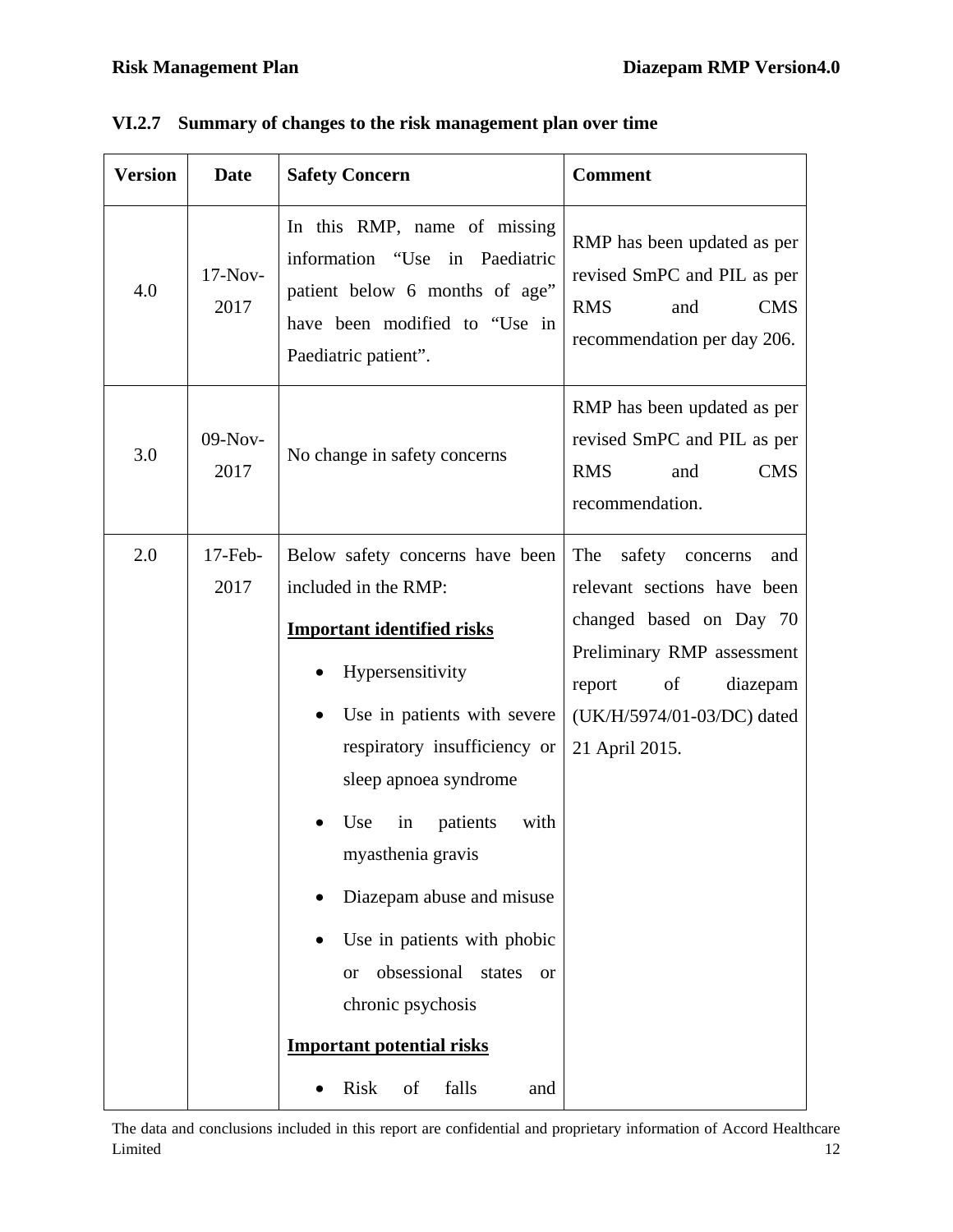### VI.2.7 Summary of changes to the risk management plan over time

| Version | Date | Safety Concern | Comment |
|---|---|---|---|
| 4.0 | 17-Nov-2017 | In this RMP, name of missing information "Use in Paediatric patient below 6 months of age" have been modified to "Use in Paediatric patient". | RMP has been updated as per revised SmPC and PIL as per RMS and CMS recommendation per day 206. |
| 3.0 | 09-Nov-2017 | No change in safety concerns | RMP has been updated as per revised SmPC and PIL as per RMS and CMS recommendation. |
| 2.0 | 17-Feb-2017 | Below safety concerns have been included in the RMP:<br>**Important identified risks**<br>• Hypersensitivity<br>• Use in patients with severe respiratory insufficiency or sleep apnoea syndrome<br>• Use in patients with myasthenia gravis<br>• Diazepam abuse and misuse<br>• Use in patients with phobic or obsessional states or chronic psychosis<br>**Important potential risks**<br>• Risk of falls and | The safety concerns and relevant sections have been changed based on Day 70 Preliminary RMP assessment report of diazepam (UK/H/5974/01-03/DC) dated 21 April 2015. |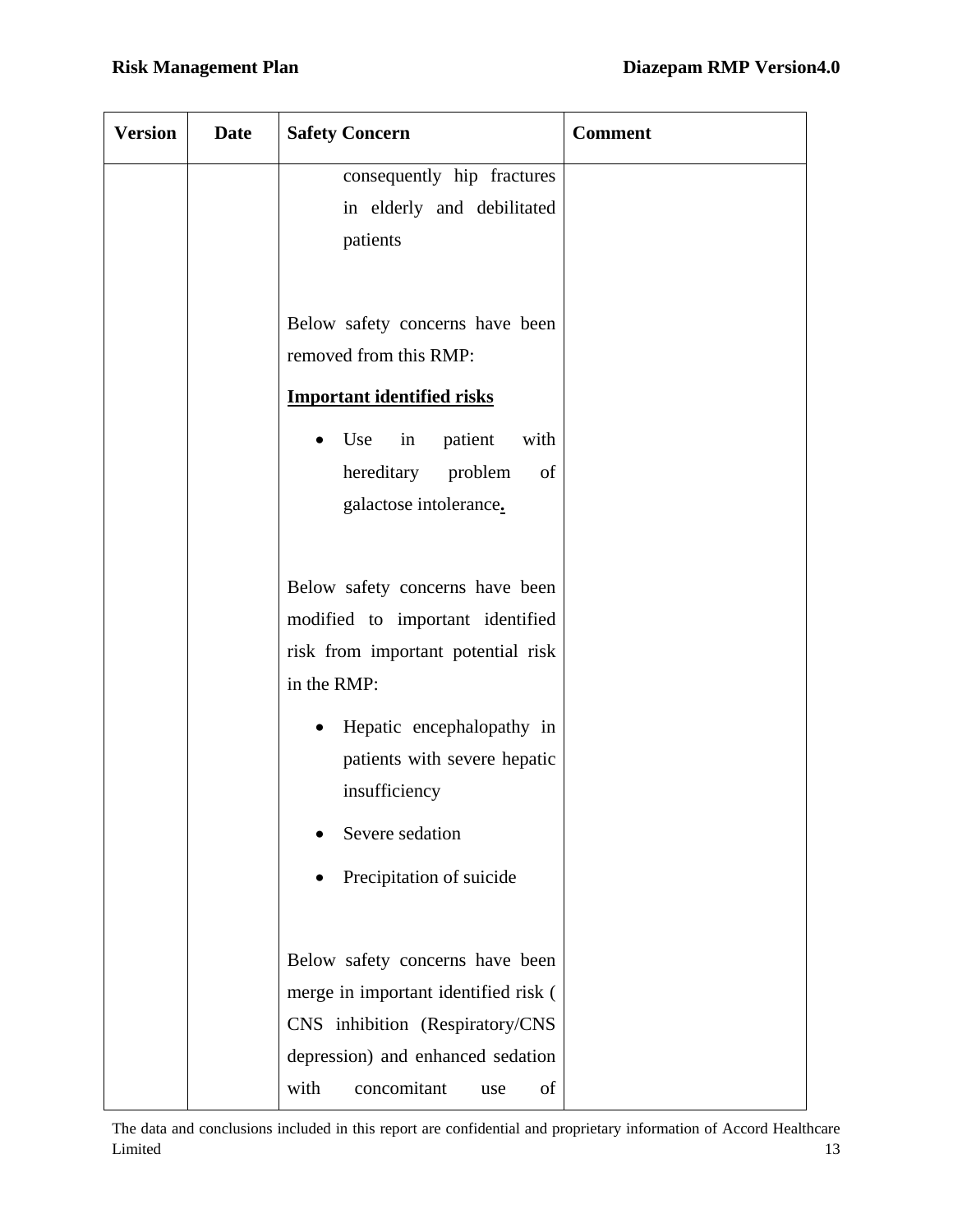| Version | Date | Safety Concern | Comment |
|---|---|---|---|
| | | consequently hip fractures in elderly and debilitated patients<br><br>Below safety concerns have been removed from this RMP:<br><br>**Important identified risks**<br><br>• Use in patient with hereditary problem of galactose intolerance.<br><br>Below safety concerns have been modified to important identified risk from important potential risk in the RMP:<br><br>• Hepatic encephalopathy in patients with severe hepatic insufficiency<br>• Severe sedation<br>• Precipitation of suicide<br><br>Below safety concerns have been merge in important identified risk ( CNS inhibition (Respiratory/CNS depression) and enhanced sedation with concomitant use of | |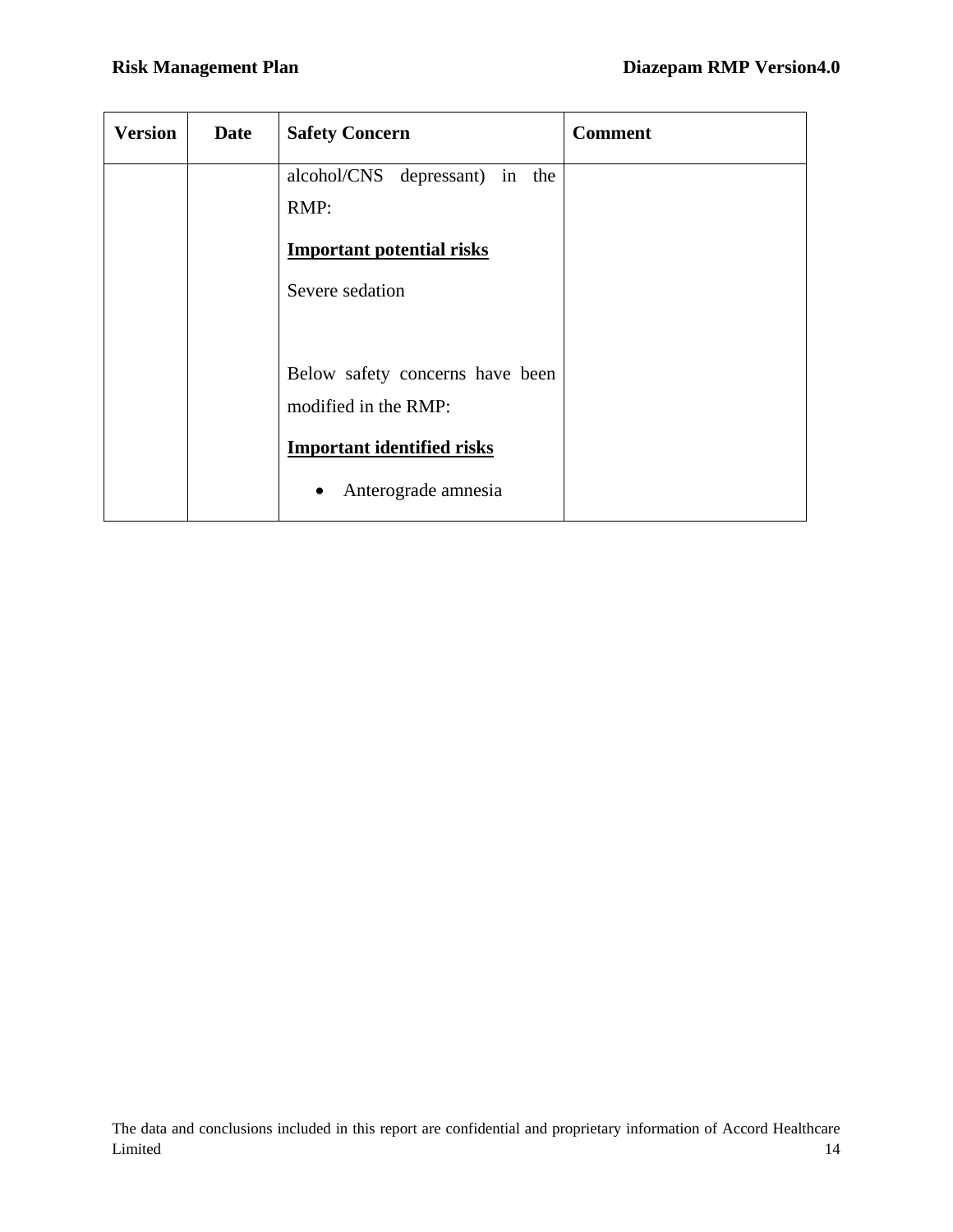| Version | Date | Safety Concern | Comment |
|---|---|---|---|
| | | alcohol/CNS depressant) in the RMP:<br><br>**Important potential risks**<br><br>Severe sedation<br><br>Below safety concerns have been modified in the RMP:<br><br>**Important identified risks**<br><br>• Anterograde amnesia | |